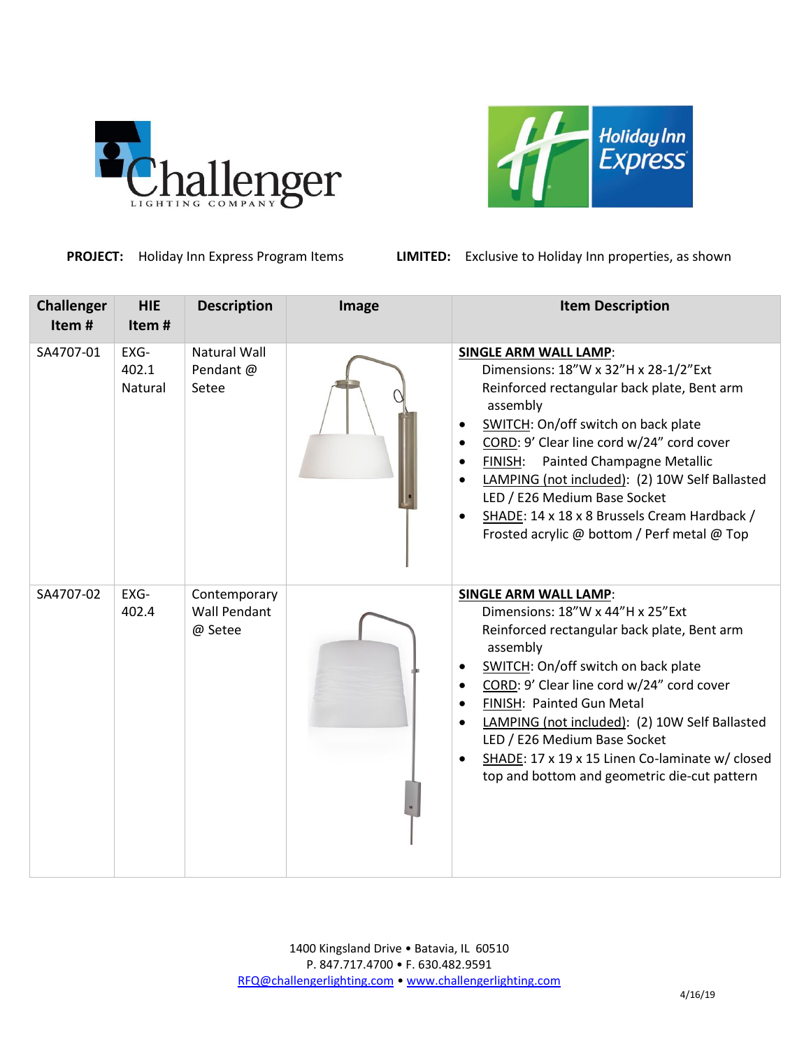**PROJECT:** Holiday Inn Express Program Items **LIMITED:** Exclusive to Holiday Inn properties, as shown

| Challenger Item # | HIE Item # | Description | Image | Item Description |
|---|---|---|---|---|
| SA4707-01 | EXG-402.1 Natural | Natural Wall Pendant @ Setee | | **SINGLE ARM WALL LAMP**: Dimensions: 18"W x 32"H x 28-1/2"Ext Reinforced rectangular back plate, Bent arm assembly<br>• SWITCH: On/off switch on back plate<br>• CORD: 9' Clear line cord w/24" cord cover<br>• FINISH: Painted Champagne Metallic<br>• LAMPING (not included): (2) 10W Self Ballasted LED / E26 Medium Base Socket<br>• SHADE: 14 x 18 x 8 Brussels Cream Hardback / Frosted acrylic @ bottom / Perf metal @ Top |
| SA4707-02 | EXG-402.4 | Contemporary Wall Pendant @ Setee | | **SINGLE ARM WALL LAMP**: Dimensions: 18"W x 44"H x 25"Ext Reinforced rectangular back plate, Bent arm assembly<br>• SWITCH: On/off switch on back plate<br>• CORD: 9' Clear line cord w/24" cord cover<br>• FINISH: Painted Gun Metal<br>• LAMPING (not included): (2) 10W Self Ballasted LED / E26 Medium Base Socket<br>• SHADE: 17 x 19 x 15 Linen Co-laminate w/ closed top and bottom and geometric die-cut pattern |

1400 Kingsland Drive • Batavia, IL 60510
P. 847.717.4700 • F. 630.482.9591
RFQ@challengerlighting.com • www.challengerlighting.com

4/16/19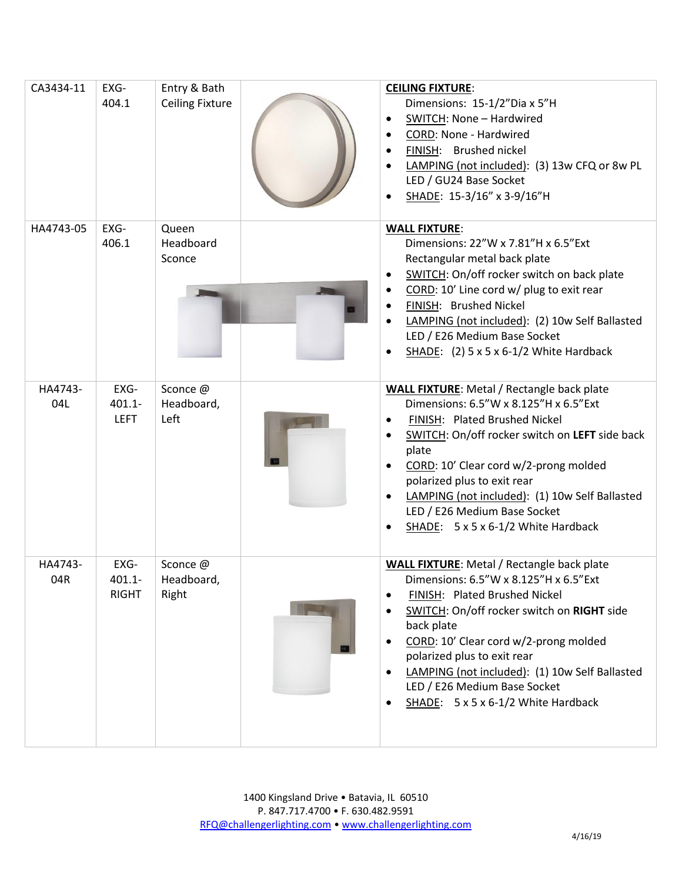| | | | | |
|---|---|---|---|---|
| CA3434-11 | EXG-404.1 | Entry & Bath Ceiling Fixture | | **CEILING FIXTURE**: Dimensions: 15-1/2"Dia x 5"H<br>• SWITCH: None – Hardwired<br>• CORD: None - Hardwired<br>• FINISH: Brushed nickel<br>• LAMPING (not included): (3) 13w CFQ or 8w PL LED / GU24 Base Socket<br>• SHADE: 15-3/16" x 3-9/16"H |
| HA4743-05 | EXG-406.1 | Queen Headboard Sconce | | **WALL FIXTURE**: Dimensions: 22"W x 7.81"H x 6.5"Ext Rectangular metal back plate<br>• SWITCH: On/off rocker switch on back plate<br>• CORD: 10' Line cord w/ plug to exit rear<br>• FINISH: Brushed Nickel<br>• LAMPING (not included): (2) 10w Self Ballasted LED / E26 Medium Base Socket<br>• SHADE: (2) 5 x 5 x 6-1/2 White Hardback |
| HA4743-04L | EXG-401.1-LEFT | Sconce @ Headboard, Left | | **WALL FIXTURE**: Metal / Rectangle back plate Dimensions: 6.5"W x 8.125"H x 6.5"Ext<br>• FINISH: Plated Brushed Nickel<br>• SWITCH: On/off rocker switch on **LEFT** side back plate<br>• CORD: 10' Clear cord w/2-prong molded polarized plus to exit rear<br>• LAMPING (not included): (1) 10w Self Ballasted LED / E26 Medium Base Socket<br>• SHADE: 5 x 5 x 6-1/2 White Hardback |
| HA4743-04R | EXG-401.1-RIGHT | Sconce @ Headboard, Right | | **WALL FIXTURE**: Metal / Rectangle back plate Dimensions: 6.5"W x 8.125"H x 6.5"Ext<br>• FINISH: Plated Brushed Nickel<br>• SWITCH: On/off rocker switch on **RIGHT** side back plate<br>• CORD: 10' Clear cord w/2-prong molded polarized plus to exit rear<br>• LAMPING (not included): (1) 10w Self Ballasted LED / E26 Medium Base Socket<br>• SHADE: 5 x 5 x 6-1/2 White Hardback |

1400 Kingsland Drive • Batavia, IL 60510
P. 847.717.4700 • F. 630.482.9591
RFQ@challengerlighting.com • www.challengerlighting.com

4/16/19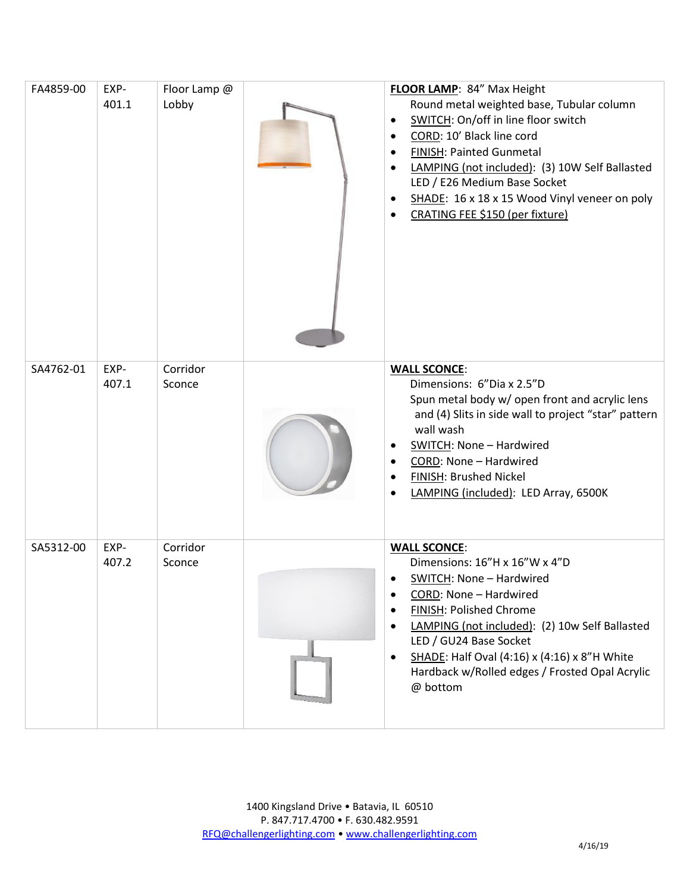| | | | | |
|---|---|---|---|---|
| FA4859-00 | EXP-401.1 | Floor Lamp @ Lobby | | **FLOOR LAMP**: 84" Max Height<br>Round metal weighted base, Tubular column<br>• SWITCH: On/off in line floor switch<br>• CORD: 10' Black line cord<br>• FINISH: Painted Gunmetal<br>• LAMPING (not included): (3) 10W Self Ballasted LED / E26 Medium Base Socket<br>• SHADE: 16 x 18 x 15 Wood Vinyl veneer on poly<br>• CRATING FEE $150 (per fixture) |
| SA4762-01 | EXP-407.1 | Corridor Sconce | | **WALL SCONCE**:<br>Dimensions: 6"Dia x 2.5"D<br>Spun metal body w/ open front and acrylic lens and (4) Slits in side wall to project "star" pattern wall wash<br>• SWITCH: None – Hardwired<br>• CORD: None – Hardwired<br>• FINISH: Brushed Nickel<br>• LAMPING (included): LED Array, 6500K |
| SA5312-00 | EXP-407.2 | Corridor Sconce | | **WALL SCONCE**:<br>Dimensions: 16"H x 16"W x 4"D<br>• SWITCH: None – Hardwired<br>• CORD: None – Hardwired<br>• FINISH: Polished Chrome<br>• LAMPING (not included): (2) 10w Self Ballasted LED / GU24 Base Socket<br>• SHADE: Half Oval (4:16) x (4:16) x 8"H White Hardback w/Rolled edges / Frosted Opal Acrylic @ bottom |

1400 Kingsland Drive • Batavia, IL 60510
P. 847.717.4700 • F. 630.482.9591
RFQ@challengerlighting.com • www.challengerlighting.com

4/16/19